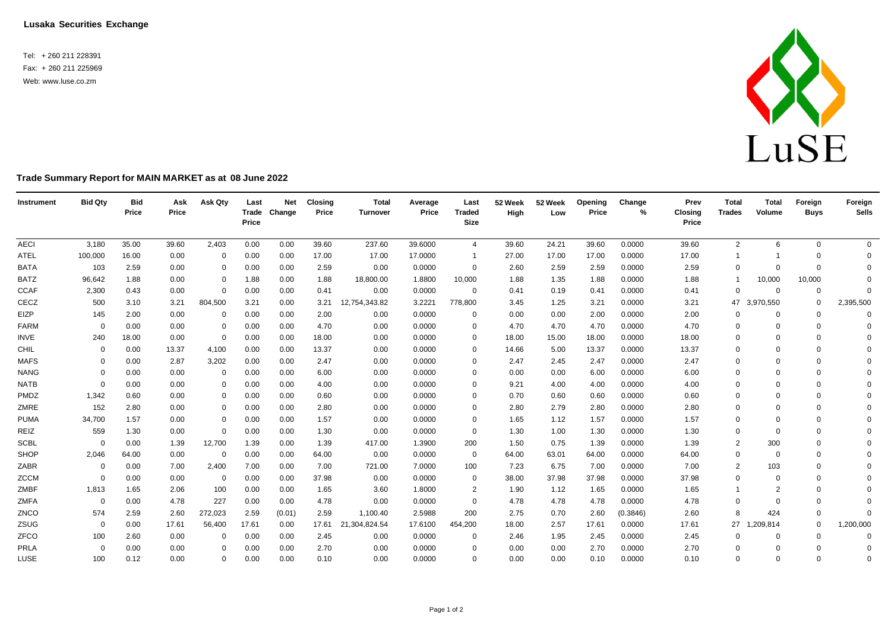**Lusaka Securities Exchange**

Tel: + 260 211 228391
Fax: + 260 211 225969
Web: www.luse.co.zm

LuSE

**Trade Summary Report for MAIN MARKET as at 08 June 2022**

| Instrument | Bid Qty | Bid Price | Ask Price | Ask Qty | Last Trade Price | Net Change | Closing Price | Total Turnover | Average Price | Last Traded Size | 52 Week High | 52 Week Low | Opening Price | Change % | Prev Closing Price | Total Trades | Total Volume | Foreign Buys | Foreign Sells |
|---|---|---|---|---|---|---|---|---|---|---|---|---|---|---|---|---|---|---|---|
| AECI | 3,180 | 35.00 | 39.60 | 2,403 | 0.00 | 0.00 | 39.60 | 237.60 | 39.6000 | 4 | 39.60 | 24.21 | 39.60 | 0.0000 | 39.60 | 2 | 6 | 0 | 0 |
| ATEL | 100,000 | 16.00 | 0.00 | 0 | 0.00 | 0.00 | 17.00 | 17.00 | 17.0000 | 1 | 27.00 | 17.00 | 17.00 | 0.0000 | 17.00 | 1 | 1 | 0 | 0 |
| BATA | 103 | 2.59 | 0.00 | 0 | 0.00 | 0.00 | 2.59 | 0.00 | 0.0000 | 0 | 2.60 | 2.59 | 2.59 | 0.0000 | 2.59 | 0 | 0 | 0 | 0 |
| BATZ | 96,642 | 1.88 | 0.00 | 0 | 1.88 | 0.00 | 1.88 | 18,800.00 | 1.8800 | 10,000 | 1.88 | 1.35 | 1.88 | 0.0000 | 1.88 | 1 | 10,000 | 10,000 | 0 |
| CCAF | 2,300 | 0.43 | 0.00 | 0 | 0.00 | 0.00 | 0.41 | 0.00 | 0.0000 | 0 | 0.41 | 0.19 | 0.41 | 0.0000 | 0.41 | 0 | 0 | 0 | 0 |
| CECZ | 500 | 3.10 | 3.21 | 804,500 | 3.21 | 0.00 | 3.21 | 12,754,343.82 | 3.2221 | 778,800 | 3.45 | 1.25 | 3.21 | 0.0000 | 3.21 | 47 | 3,970,550 | 0 | 2,395,500 |
| EIZP | 145 | 2.00 | 0.00 | 0 | 0.00 | 0.00 | 2.00 | 0.00 | 0.0000 | 0 | 0.00 | 0.00 | 2.00 | 0.0000 | 2.00 | 0 | 0 | 0 | 0 |
| FARM | 0 | 0.00 | 0.00 | 0 | 0.00 | 0.00 | 4.70 | 0.00 | 0.0000 | 0 | 4.70 | 4.70 | 4.70 | 0.0000 | 4.70 | 0 | 0 | 0 | 0 |
| INVE | 240 | 18.00 | 0.00 | 0 | 0.00 | 0.00 | 18.00 | 0.00 | 0.0000 | 0 | 18.00 | 15.00 | 18.00 | 0.0000 | 18.00 | 0 | 0 | 0 | 0 |
| CHIL | 0 | 0.00 | 13.37 | 4,100 | 0.00 | 0.00 | 13.37 | 0.00 | 0.0000 | 0 | 14.66 | 5.00 | 13.37 | 0.0000 | 13.37 | 0 | 0 | 0 | 0 |
| MAFS | 0 | 0.00 | 2.87 | 3,202 | 0.00 | 0.00 | 2.47 | 0.00 | 0.0000 | 0 | 2.47 | 2.45 | 2.47 | 0.0000 | 2.47 | 0 | 0 | 0 | 0 |
| NANG | 0 | 0.00 | 0.00 | 0 | 0.00 | 0.00 | 6.00 | 0.00 | 0.0000 | 0 | 0.00 | 0.00 | 6.00 | 0.0000 | 6.00 | 0 | 0 | 0 | 0 |
| NATB | 0 | 0.00 | 0.00 | 0 | 0.00 | 0.00 | 4.00 | 0.00 | 0.0000 | 0 | 9.21 | 4.00 | 4.00 | 0.0000 | 4.00 | 0 | 0 | 0 | 0 |
| PMDZ | 1,342 | 0.60 | 0.00 | 0 | 0.00 | 0.00 | 0.60 | 0.00 | 0.0000 | 0 | 0.70 | 0.60 | 0.60 | 0.0000 | 0.60 | 0 | 0 | 0 | 0 |
| ZMRE | 152 | 2.80 | 0.00 | 0 | 0.00 | 0.00 | 2.80 | 0.00 | 0.0000 | 0 | 2.80 | 2.79 | 2.80 | 0.0000 | 2.80 | 0 | 0 | 0 | 0 |
| PUMA | 34,700 | 1.57 | 0.00 | 0 | 0.00 | 0.00 | 1.57 | 0.00 | 0.0000 | 0 | 1.65 | 1.12 | 1.57 | 0.0000 | 1.57 | 0 | 0 | 0 | 0 |
| REIZ | 559 | 1.30 | 0.00 | 0 | 0.00 | 0.00 | 1.30 | 0.00 | 0.0000 | 0 | 1.30 | 1.00 | 1.30 | 0.0000 | 1.30 | 0 | 0 | 0 | 0 |
| SCBL | 0 | 0.00 | 1.39 | 12,700 | 1.39 | 0.00 | 1.39 | 417.00 | 1.3900 | 200 | 1.50 | 0.75 | 1.39 | 0.0000 | 1.39 | 2 | 300 | 0 | 0 |
| SHOP | 2,046 | 64.00 | 0.00 | 0 | 0.00 | 0.00 | 64.00 | 0.00 | 0.0000 | 0 | 64.00 | 63.01 | 64.00 | 0.0000 | 64.00 | 0 | 0 | 0 | 0 |
| ZABR | 0 | 0.00 | 7.00 | 2,400 | 7.00 | 0.00 | 7.00 | 721.00 | 7.0000 | 100 | 7.23 | 6.75 | 7.00 | 0.0000 | 7.00 | 2 | 103 | 0 | 0 |
| ZCCM | 0 | 0.00 | 0.00 | 0 | 0.00 | 0.00 | 37.98 | 0.00 | 0.0000 | 0 | 38.00 | 37.98 | 37.98 | 0.0000 | 37.98 | 0 | 0 | 0 | 0 |
| ZMBF | 1,813 | 1.65 | 2.06 | 100 | 0.00 | 0.00 | 1.65 | 3.60 | 1.8000 | 2 | 1.90 | 1.12 | 1.65 | 0.0000 | 1.65 | 1 | 2 | 0 | 0 |
| ZMFA | 0 | 0.00 | 4.78 | 227 | 0.00 | 0.00 | 4.78 | 0.00 | 0.0000 | 0 | 4.78 | 4.78 | 4.78 | 0.0000 | 4.78 | 0 | 0 | 0 | 0 |
| ZNCO | 574 | 2.59 | 2.60 | 272,023 | 2.59 | (0.01) | 2.59 | 1,100.40 | 2.5988 | 200 | 2.75 | 0.70 | 2.60 | (0.3846) | 2.60 | 8 | 424 | 0 | 0 |
| ZSUG | 0 | 0.00 | 17.61 | 56,400 | 17.61 | 0.00 | 17.61 | 21,304,824.54 | 17.6100 | 454,200 | 18.00 | 2.57 | 17.61 | 0.0000 | 17.61 | 27 | 1,209,814 | 0 | 1,200,000 |
| ZFCO | 100 | 2.60 | 0.00 | 0 | 0.00 | 0.00 | 2.45 | 0.00 | 0.0000 | 0 | 2.46 | 1.95 | 2.45 | 0.0000 | 2.45 | 0 | 0 | 0 | 0 |
| PRLA | 0 | 0.00 | 0.00 | 0 | 0.00 | 0.00 | 2.70 | 0.00 | 0.0000 | 0 | 0.00 | 0.00 | 2.70 | 0.0000 | 2.70 | 0 | 0 | 0 | 0 |
| LUSE | 100 | 0.12 | 0.00 | 0 | 0.00 | 0.00 | 0.10 | 0.00 | 0.0000 | 0 | 0.00 | 0.00 | 0.10 | 0.0000 | 0.10 | 0 | 0 | 0 | 0 |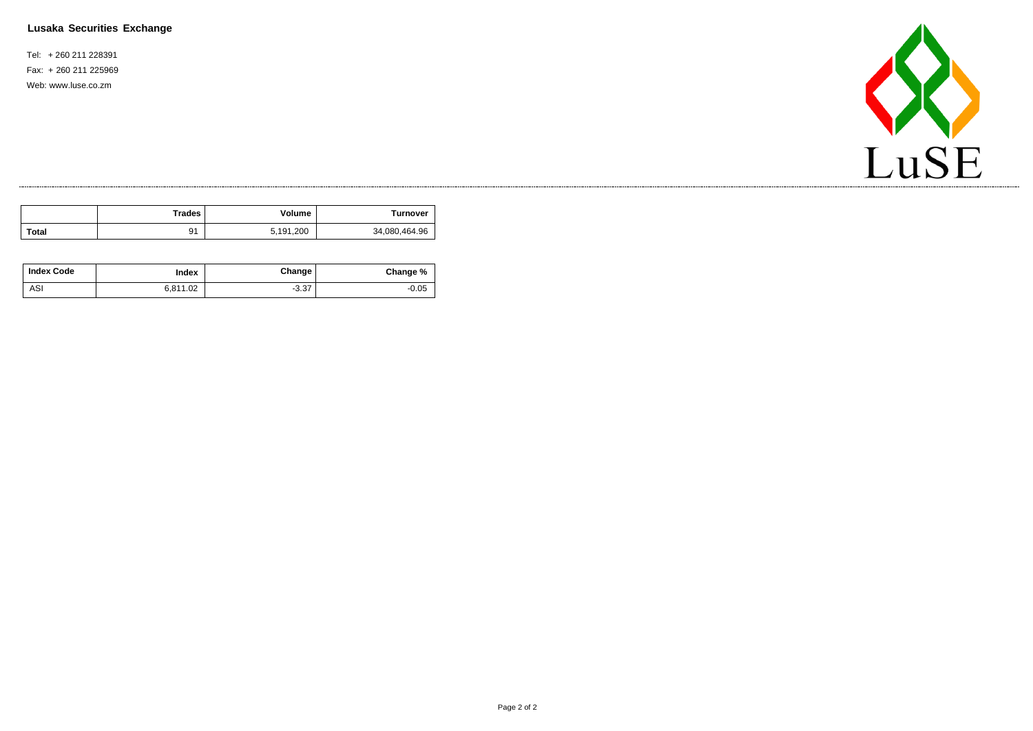**Lusaka Securities Exchange**

Tel: + 260 211 228391

Fax: + 260 211 225969

Web: www.luse.co.zm

LuSE

| | Trades | Volume | Turnover |
|---|---|---|---|
| **Total** | 91 | 5,191,200 | 34,080,464.96 |

| Index Code | Index | Change | Change % |
|---|---|---|---|
| ASI | 6,811.02 | -3.37 | -0.05 |